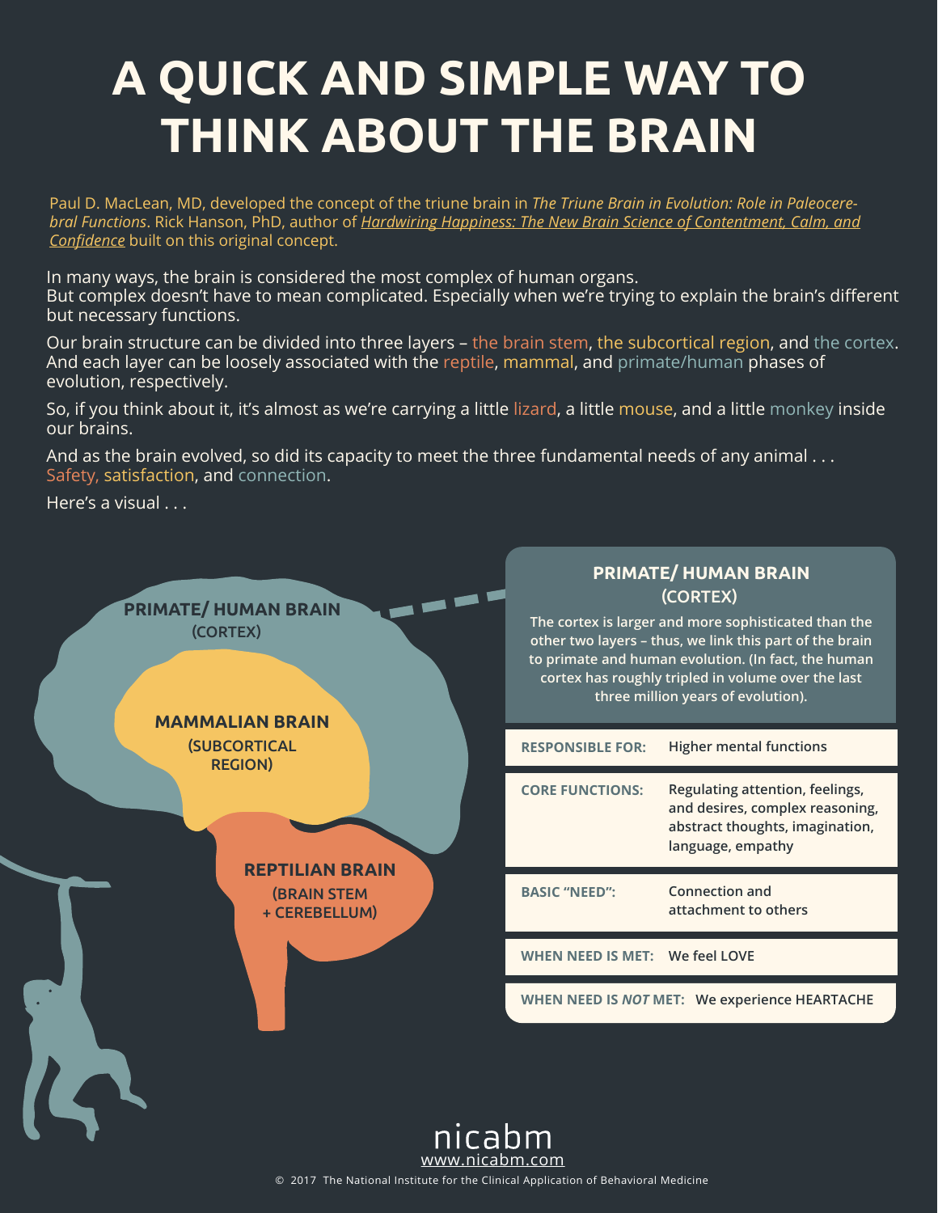# A QUICK AND SIMPLE WAY TO THINK ABOUT THE BRAIN

Paul D. MacLean, MD, developed the concept of the triune brain in *The Triune Brain in Evolution: Role in Paleocerebral Functions*. Rick Hanson, PhD, author of *Hardwiring Happiness: The New Brain Science of Contentment, Calm, and Confidence* built on this original concept.

In many ways, the brain is considered the most complex of human organs. But complex doesn't have to mean complicated. Especially when we're trying to explain the brain's different but necessary functions.

Our brain structure can be divided into three layers – the brain stem, the subcortical region, and the cortex. And each layer can be loosely associated with the reptile, mammal, and primate/human phases of evolution, respectively.

So, if you think about it, it's almost as we're carrying a little lizard, a little mouse, and a little monkey inside our brains.

And as the brain evolved, so did its capacity to meet the three fundamental needs of any animal . . . Safety, satisfaction, and connection.

Here's a visual . . .

**PRIMATE/ HUMAN BRAIN (CORTEX)**

**MAMMALIAN BRAIN (SUBCORTICAL REGION)**

**REPTILIAN BRAIN (BRAIN STEM + CEREBELLUM)**

## PRIMATE/ HUMAN BRAIN (CORTEX)

The cortex is larger and more sophisticated than the other two layers – thus, we link this part of the brain to primate and human evolution. (In fact, the human cortex has roughly tripled in volume over the last three million years of evolution).

| | |
|---|---|
| **RESPONSIBLE FOR:** | Higher mental functions |
| **CORE FUNCTIONS:** | Regulating attention, feelings, and desires, complex reasoning, abstract thoughts, imagination, language, empathy |
| **BASIC "NEED":** | Connection and attachment to others |
| **WHEN NEED IS MET:** | We feel LOVE |
| **WHEN NEED IS *NOT* MET:** | We experience HEARTACHE |

nicabm
www.nicabm.com

© 2017 The National Institute for the Clinical Application of Behavioral Medicine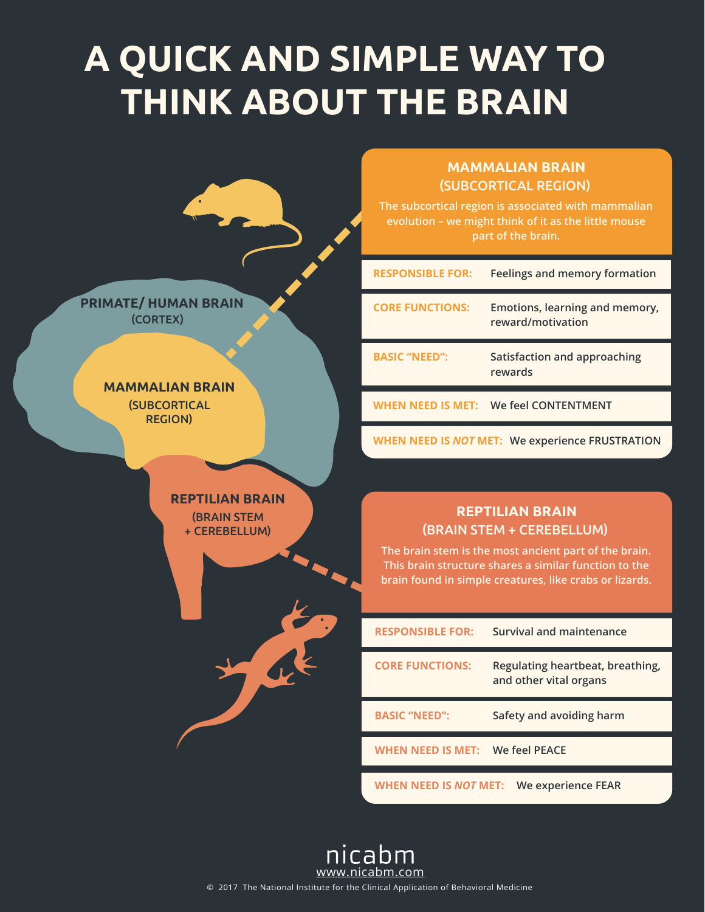# A QUICK AND SIMPLE WAY TO THINK ABOUT THE BRAIN

PRIMATE/ HUMAN BRAIN (CORTEX)

MAMMALIAN BRAIN (SUBCORTICAL REGION)

REPTILIAN BRAIN (BRAIN STEM + CEREBELLUM)

## MAMMALIAN BRAIN (SUBCORTICAL REGION)

The subcortical region is associated with mammalian evolution – we might think of it as the little mouse part of the brain.

| | |
|---|---|
| **RESPONSIBLE FOR:** | Feelings and memory formation |
| **CORE FUNCTIONS:** | Emotions, learning and memory, reward/motivation |
| **BASIC "NEED":** | Satisfaction and approaching rewards |
| **WHEN NEED IS MET:** | We feel CONTENTMENT |
| **WHEN NEED IS *NOT* MET:** | We experience FRUSTRATION |

## REPTILIAN BRAIN (BRAIN STEM + CEREBELLUM)

The brain stem is the most ancient part of the brain. This brain structure shares a similar function to the brain found in simple creatures, like crabs or lizards.

| | |
|---|---|
| **RESPONSIBLE FOR:** | Survival and maintenance |
| **CORE FUNCTIONS:** | Regulating heartbeat, breathing, and other vital organs |
| **BASIC "NEED":** | Safety and avoiding harm |
| **WHEN NEED IS MET:** | We feel PEACE |
| **WHEN NEED IS *NOT* MET:** | We experience FEAR |

nicabm
www.nicabm.com

© 2017 The National Institute for the Clinical Application of Behavioral Medicine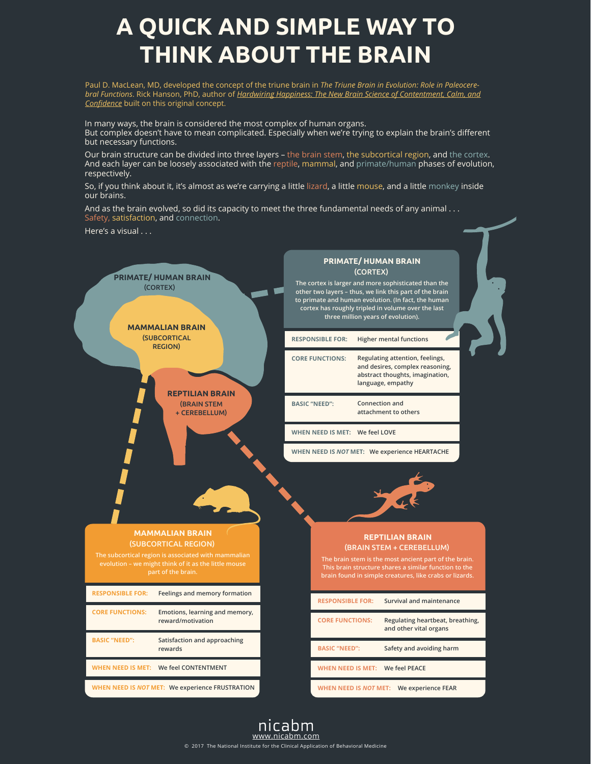# A QUICK AND SIMPLE WAY TO THINK ABOUT THE BRAIN

Paul D. MacLean, MD, developed the concept of the triune brain in *The Triune Brain in Evolution: Role in Paleocerebral Functions*. Rick Hanson, PhD, author of *Hardwiring Happiness: The New Brain Science of Contentment, Calm, and Confidence* built on this original concept.

In many ways, the brain is considered the most complex of human organs. But complex doesn't have to mean complicated. Especially when we're trying to explain the brain's different but necessary functions.

Our brain structure can be divided into three layers – the brain stem, the subcortical region, and the cortex. And each layer can be loosely associated with the reptile, mammal, and primate/human phases of evolution, respectively.

So, if you think about it, it's almost as we're carrying a little lizard, a little mouse, and a little monkey inside our brains.

And as the brain evolved, so did its capacity to meet the three fundamental needs of any animal . . . Safety, satisfaction, and connection.

Here's a visual . . .

PRIMATE/ HUMAN BRAIN
(CORTEX)

MAMMALIAN BRAIN
(SUBCORTICAL REGION)

REPTILIAN BRAIN
(BRAIN STEM + CEREBELLUM)

## PRIMATE/ HUMAN BRAIN (CORTEX)

The cortex is larger and more sophisticated than the other two layers – thus, we link this part of the brain to primate and human evolution. (In fact, the human cortex has roughly tripled in volume over the last three million years of evolution).

| | |
|---|---|
| **RESPONSIBLE FOR:** | Higher mental functions |
| **CORE FUNCTIONS:** | Regulating attention, feelings, and desires, complex reasoning, abstract thoughts, imagination, language, empathy |
| **BASIC "NEED":** | Connection and attachment to others |
| **WHEN NEED IS MET:** | We feel LOVE |
| **WHEN NEED IS *NOT* MET:** | We experience HEARTACHE |

## MAMMALIAN BRAIN (SUBCORTICAL REGION)

The subcortical region is associated with mammalian evolution – we might think of it as the little mouse part of the brain.

| | |
|---|---|
| **RESPONSIBLE FOR:** | Feelings and memory formation |
| **CORE FUNCTIONS:** | Emotions, learning and memory, reward/motivation |
| **BASIC "NEED":** | Satisfaction and approaching rewards |
| **WHEN NEED IS MET:** | We feel CONTENTMENT |
| **WHEN NEED IS *NOT* MET:** | We experience FRUSTRATION |

## REPTILIAN BRAIN (BRAIN STEM + CEREBELLUM)

The brain stem is the most ancient part of the brain. This brain structure shares a similar function to the brain found in simple creatures, like crabs or lizards.

| | |
|---|---|
| **RESPONSIBLE FOR:** | Survival and maintenance |
| **CORE FUNCTIONS:** | Regulating heartbeat, breathing, and other vital organs |
| **BASIC "NEED":** | Safety and avoiding harm |
| **WHEN NEED IS MET:** | We feel PEACE |
| **WHEN NEED IS *NOT* MET:** | We experience FEAR |

nicabm
www.nicabm.com
© 2017 The National Institute for the Clinical Application of Behavioral Medicine